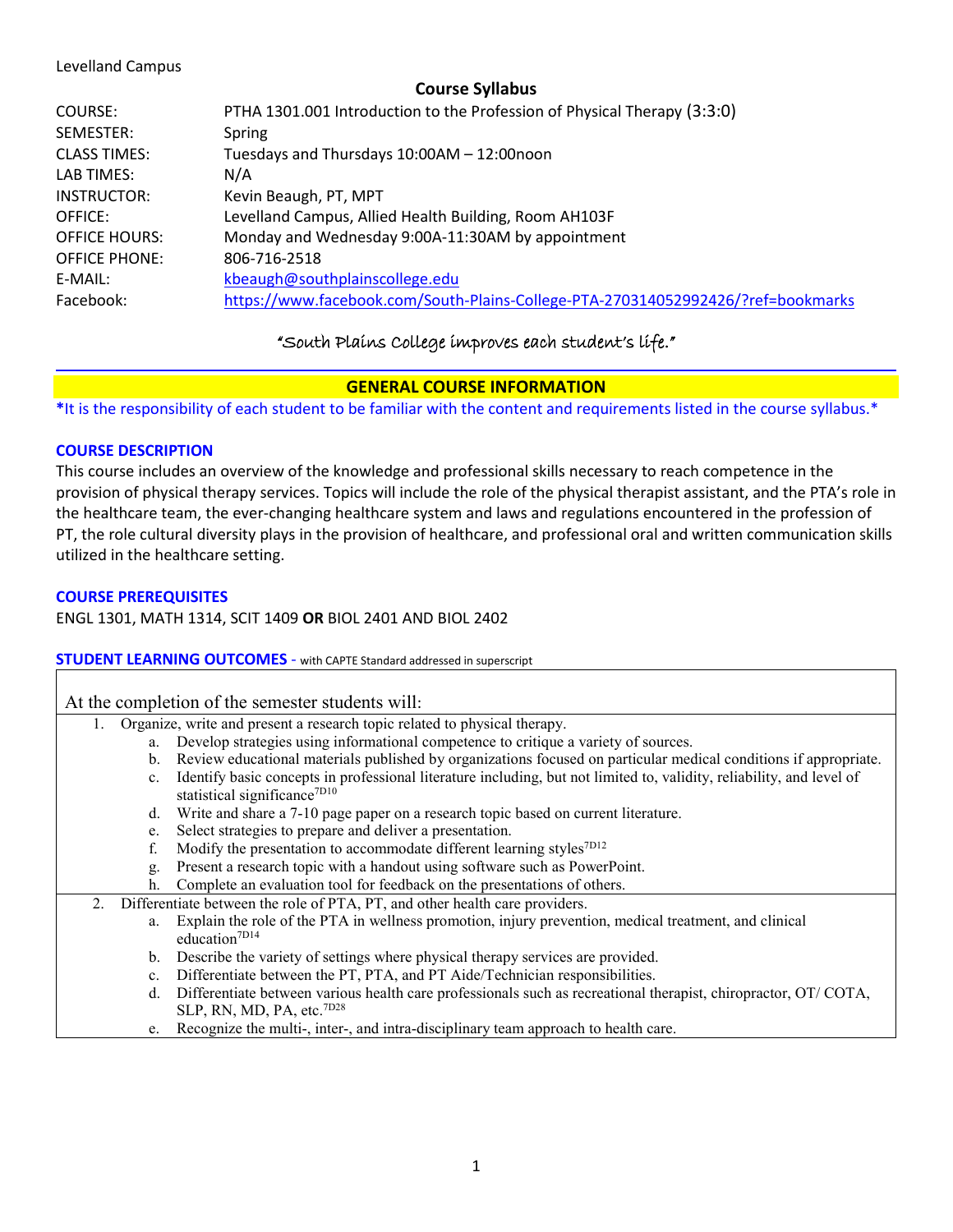Levelland Campus

## Course Syllabus

| | |
|---|---|
| COURSE: | PTHA 1301.001 Introduction to the Profession of Physical Therapy (3:3:0) |
| SEMESTER: | Spring |
| CLASS TIMES: | Tuesdays and Thursdays 10:00AM – 12:00noon |
| LAB TIMES: | N/A |
| INSTRUCTOR: | Kevin Beaugh, PT, MPT |
| OFFICE: | Levelland Campus, Allied Health Building, Room AH103F |
| OFFICE HOURS: | Monday and Wednesday 9:00A-11:30AM by appointment |
| OFFICE PHONE: | 806-716-2518 |
| E-MAIL: | kbeaugh@southplainscollege.edu |
| Facebook: | https://www.facebook.com/South-Plains-College-PTA-270314052992426/?ref=bookmarks |

*"South Plains College improves each student's life."*

## GENERAL COURSE INFORMATION

**\*It is the responsibility of each student to be familiar with the content and requirements listed in the course syllabus.\***

### COURSE DESCRIPTION

This course includes an overview of the knowledge and professional skills necessary to reach competence in the provision of physical therapy services. Topics will include the role of the physical therapist assistant, and the PTA's role in the healthcare team, the ever-changing healthcare system and laws and regulations encountered in the profession of PT, the role cultural diversity plays in the provision of healthcare, and professional oral and written communication skills utilized in the healthcare setting.

### COURSE PREREQUISITES

ENGL 1301, MATH 1314, SCIT 1409 **OR** BIOL 2401 AND BIOL 2402

### STUDENT LEARNING OUTCOMES - with CAPTE Standard addressed in superscript

At the completion of the semester students will:

1. Organize, write and present a research topic related to physical therapy.
   a. Develop strategies using informational competence to critique a variety of sources.
   b. Review educational materials published by organizations focused on particular medical conditions if appropriate.
   c. Identify basic concepts in professional literature including, but not limited to, validity, reliability, and level of statistical significance[7D10]
   d. Write and share a 7-10 page paper on a research topic based on current literature.
   e. Select strategies to prepare and deliver a presentation.
   f. Modify the presentation to accommodate different learning styles[7D12]
   g. Present a research topic with a handout using software such as PowerPoint.
   h. Complete an evaluation tool for feedback on the presentations of others.
2. Differentiate between the role of PTA, PT, and other health care providers.
   a. Explain the role of the PTA in wellness promotion, injury prevention, medical treatment, and clinical education[7D14]
   b. Describe the variety of settings where physical therapy services are provided.
   c. Differentiate between the PT, PTA, and PT Aide/Technician responsibilities.
   d. Differentiate between various health care professionals such as recreational therapist, chiropractor, OT/ COTA, SLP, RN, MD, PA, etc.[7D28]
   e. Recognize the multi-, inter-, and intra-disciplinary team approach to health care.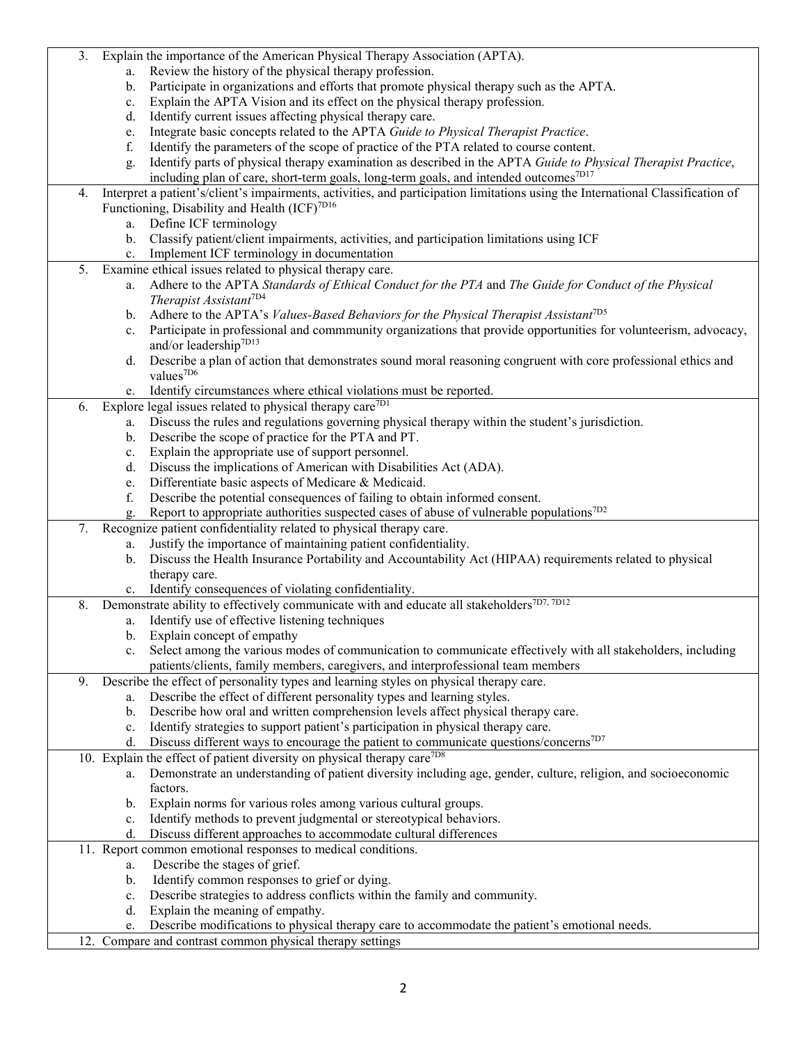3. Explain the importance of the American Physical Therapy Association (APTA).
    a. Review the history of the physical therapy profession.
    b. Participate in organizations and efforts that promote physical therapy such as the APTA.
    c. Explain the APTA Vision and its effect on the physical therapy profession.
    d. Identify current issues affecting physical therapy care.
    e. Integrate basic concepts related to the APTA *Guide to Physical Therapist Practice*.
    f. Identify the parameters of the scope of practice of the PTA related to course content.
    g. Identify parts of physical therapy examination as described in the APTA *Guide to Physical Therapist Practice*, including plan of care, short-term goals, long-term goals, and intended outcomes[7D17]
4. Interpret a patient's/client's impairments, activities, and participation limitations using the International Classification of Functioning, Disability and Health (ICF)[7D16]
    a. Define ICF terminology
    b. Classify patient/client impairments, activities, and participation limitations using ICF
    c. Implement ICF terminology in documentation
5. Examine ethical issues related to physical therapy care.
    a. Adhere to the APTA *Standards of Ethical Conduct for the PTA* and *The Guide for Conduct of the Physical Therapist Assistant*[7D4]
    b. Adhere to the APTA's *Values-Based Behaviors for the Physical Therapist Assistant*[7D5]
    c. Participate in professional and commmunity organizations that provide opportunities for volunteerism, advocacy, and/or leadership[7D13]
    d. Describe a plan of action that demonstrates sound moral reasoning congruent with core professional ethics and values[7D6]
    e. Identify circumstances where ethical violations must be reported.
6. Explore legal issues related to physical therapy care[7D1]
    a. Discuss the rules and regulations governing physical therapy within the student's jurisdiction.
    b. Describe the scope of practice for the PTA and PT.
    c. Explain the appropriate use of support personnel.
    d. Discuss the implications of American with Disabilities Act (ADA).
    e. Differentiate basic aspects of Medicare & Medicaid.
    f. Describe the potential consequences of failing to obtain informed consent.
    g. Report to appropriate authorities suspected cases of abuse of vulnerable populations[7D2]
7. Recognize patient confidentiality related to physical therapy care.
    a. Justify the importance of maintaining patient confidentiality.
    b. Discuss the Health Insurance Portability and Accountability Act (HIPAA) requirements related to physical therapy care.
    c. Identify consequences of violating confidentiality.
8. Demonstrate ability to effectively communicate with and educate all stakeholders[7D7, 7D12]
    a. Identify use of effective listening techniques
    b. Explain concept of empathy
    c. Select among the various modes of communication to communicate effectively with all stakeholders, including patients/clients, family members, caregivers, and interprofessional team members
9. Describe the effect of personality types and learning styles on physical therapy care.
    a. Describe the effect of different personality types and learning styles.
    b. Describe how oral and written comprehension levels affect physical therapy care.
    c. Identify strategies to support patient's participation in physical therapy care.
    d. Discuss different ways to encourage the patient to communicate questions/concerns[7D7]
10. Explain the effect of patient diversity on physical therapy care[7D8]
    a. Demonstrate an understanding of patient diversity including age, gender, culture, religion, and socioeconomic factors.
    b. Explain norms for various roles among various cultural groups.
    c. Identify methods to prevent judgmental or stereotypical behaviors.
    d. Discuss different approaches to accommodate cultural differences
11. Report common emotional responses to medical conditions.
    a. Describe the stages of grief.
    b. Identify common responses to grief or dying.
    c. Describe strategies to address conflicts within the family and community.
    d. Explain the meaning of empathy.
    e. Describe modifications to physical therapy care to accommodate the patient's emotional needs.
12. Compare and contrast common physical therapy settings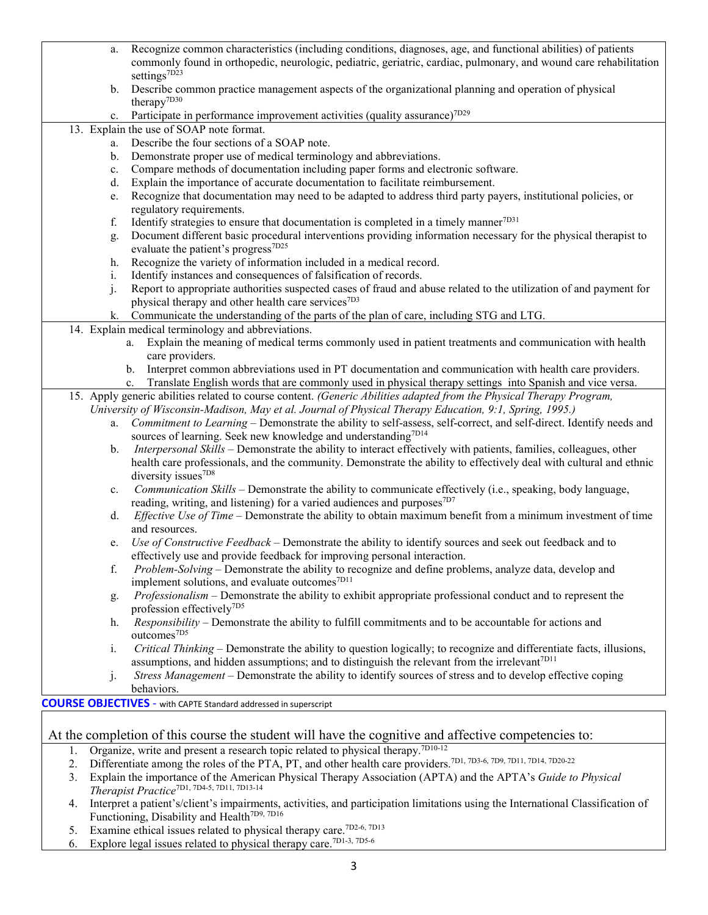a. Recognize common characteristics (including conditions, diagnoses, age, and functional abilities) of patients commonly found in orthopedic, neurologic, pediatric, geriatric, cardiac, pulmonary, and wound care rehabilitation settings[7D23]
b. Describe common practice management aspects of the organizational planning and operation of physical therapy[7D30]
c. Participate in performance improvement activities (quality assurance)[7D29]

13. Explain the use of SOAP note format.
    a. Describe the four sections of a SOAP note.
    b. Demonstrate proper use of medical terminology and abbreviations.
    c. Compare methods of documentation including paper forms and electronic software.
    d. Explain the importance of accurate documentation to facilitate reimbursement.
    e. Recognize that documentation may need to be adapted to address third party payers, institutional policies, or regulatory requirements.
    f. Identify strategies to ensure that documentation is completed in a timely manner[7D31]
    g. Document different basic procedural interventions providing information necessary for the physical therapist to evaluate the patient's progress[7D25]
    h. Recognize the variety of information included in a medical record.
    i. Identify instances and consequences of falsification of records.
    j. Report to appropriate authorities suspected cases of fraud and abuse related to the utilization of and payment for physical therapy and other health care services[7D3]
    k. Communicate the understanding of the parts of the plan of care, including STG and LTG.
14. Explain medical terminology and abbreviations.
    a. Explain the meaning of medical terms commonly used in patient treatments and communication with health care providers.
    b. Interpret common abbreviations used in PT documentation and communication with health care providers.
    c. Translate English words that are commonly used in physical therapy settings into Spanish and vice versa.
15. Apply generic abilities related to course content. *(Generic Abilities adapted from the Physical Therapy Program, University of Wisconsin-Madison, May et al. Journal of Physical Therapy Education, 9:1, Spring, 1995.)*
    a. *Commitment to Learning* – Demonstrate the ability to self-assess, self-correct, and self-direct. Identify needs and sources of learning. Seek new knowledge and understanding[7D14]
    b. *Interpersonal Skills* – Demonstrate the ability to interact effectively with patients, families, colleagues, other health care professionals, and the community. Demonstrate the ability to effectively deal with cultural and ethnic diversity issues[7D8]
    c. *Communication Skills* – Demonstrate the ability to communicate effectively (i.e., speaking, body language, reading, writing, and listening) for a varied audiences and purposes[7D7]
    d. *Effective Use of Time* – Demonstrate the ability to obtain maximum benefit from a minimum investment of time and resources.
    e. *Use of Constructive Feedback* – Demonstrate the ability to identify sources and seek out feedback and to effectively use and provide feedback for improving personal interaction.
    f. *Problem-Solving* – Demonstrate the ability to recognize and define problems, analyze data, develop and implement solutions, and evaluate outcomes[7D11]
    g. *Professionalism* – Demonstrate the ability to exhibit appropriate professional conduct and to represent the profession effectively[7D5]
    h. *Responsibility* – Demonstrate the ability to fulfill commitments and to be accountable for actions and outcomes[7D5]
    i. *Critical Thinking* – Demonstrate the ability to question logically; to recognize and differentiate facts, illusions, assumptions, and hidden assumptions; and to distinguish the relevant from the irrelevant[7D11]
    j. *Stress Management* – Demonstrate the ability to identify sources of stress and to develop effective coping behaviors.

**COURSE OBJECTIVES** - with CAPTE Standard addressed in superscript

At the completion of this course the student will have the cognitive and affective competencies to:

1. Organize, write and present a research topic related to physical therapy.[7D10-12]
2. Differentiate among the roles of the PTA, PT, and other health care providers.[7D1, 7D3-6, 7D9, 7D11, 7D14, 7D20-22]
3. Explain the importance of the American Physical Therapy Association (APTA) and the APTA's *Guide to Physical Therapist Practice*[7D1, 7D4-5, 7D11, 7D13-14]
4. Interpret a patient's/client's impairments, activities, and participation limitations using the International Classification of Functioning, Disability and Health[7D9, 7D16]
5. Examine ethical issues related to physical therapy care.[7D2-6, 7D13]
6. Explore legal issues related to physical therapy care.[7D1-3, 7D5-6]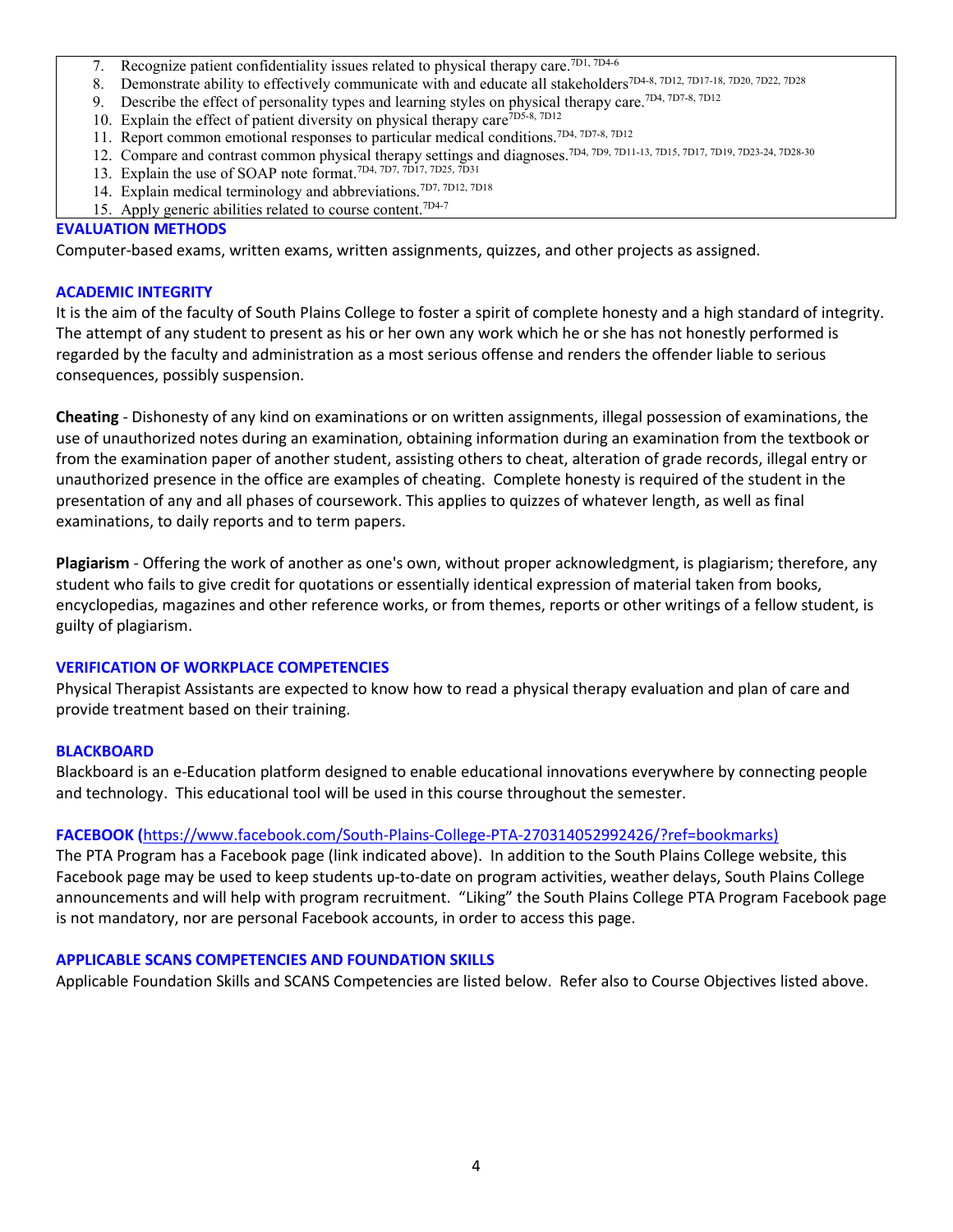7. Recognize patient confidentiality issues related to physical therapy care.[7D1, 7D4-6]
8. Demonstrate ability to effectively communicate with and educate all stakeholders[7D4-8, 7D12, 7D17-18, 7D20, 7D22, 7D28]
9. Describe the effect of personality types and learning styles on physical therapy care.[7D4, 7D7-8, 7D12]
10. Explain the effect of patient diversity on physical therapy care[7D5-8, 7D12]
11. Report common emotional responses to particular medical conditions.[7D4, 7D7-8, 7D12]
12. Compare and contrast common physical therapy settings and diagnoses.[7D4, 7D9, 7D11-13, 7D15, 7D17, 7D19, 7D23-24, 7D28-30]
13. Explain the use of SOAP note format.[7D4, 7D7, 7D17, 7D25, 7D31]
14. Explain medical terminology and abbreviations.[7D7, 7D12, 7D18]
15. Apply generic abilities related to course content.[7D4-7]

### EVALUATION METHODS

Computer-based exams, written exams, written assignments, quizzes, and other projects as assigned.

### ACADEMIC INTEGRITY

It is the aim of the faculty of South Plains College to foster a spirit of complete honesty and a high standard of integrity. The attempt of any student to present as his or her own any work which he or she has not honestly performed is regarded by the faculty and administration as a most serious offense and renders the offender liable to serious consequences, possibly suspension.

**Cheating** - Dishonesty of any kind on examinations or on written assignments, illegal possession of examinations, the use of unauthorized notes during an examination, obtaining information during an examination from the textbook or from the examination paper of another student, assisting others to cheat, alteration of grade records, illegal entry or unauthorized presence in the office are examples of cheating. Complete honesty is required of the student in the presentation of any and all phases of coursework. This applies to quizzes of whatever length, as well as final examinations, to daily reports and to term papers.

**Plagiarism** - Offering the work of another as one's own, without proper acknowledgment, is plagiarism; therefore, any student who fails to give credit for quotations or essentially identical expression of material taken from books, encyclopedias, magazines and other reference works, or from themes, reports or other writings of a fellow student, is guilty of plagiarism.

### VERIFICATION OF WORKPLACE COMPETENCIES

Physical Therapist Assistants are expected to know how to read a physical therapy evaluation and plan of care and provide treatment based on their training.

### BLACKBOARD

Blackboard is an e-Education platform designed to enable educational innovations everywhere by connecting people and technology. This educational tool will be used in this course throughout the semester.

### FACEBOOK (https://www.facebook.com/South-Plains-College-PTA-270314052992426/?ref=bookmarks)

The PTA Program has a Facebook page (link indicated above). In addition to the South Plains College website, this Facebook page may be used to keep students up-to-date on program activities, weather delays, South Plains College announcements and will help with program recruitment. "Liking" the South Plains College PTA Program Facebook page is not mandatory, nor are personal Facebook accounts, in order to access this page.

### APPLICABLE SCANS COMPETENCIES AND FOUNDATION SKILLS

Applicable Foundation Skills and SCANS Competencies are listed below. Refer also to Course Objectives listed above.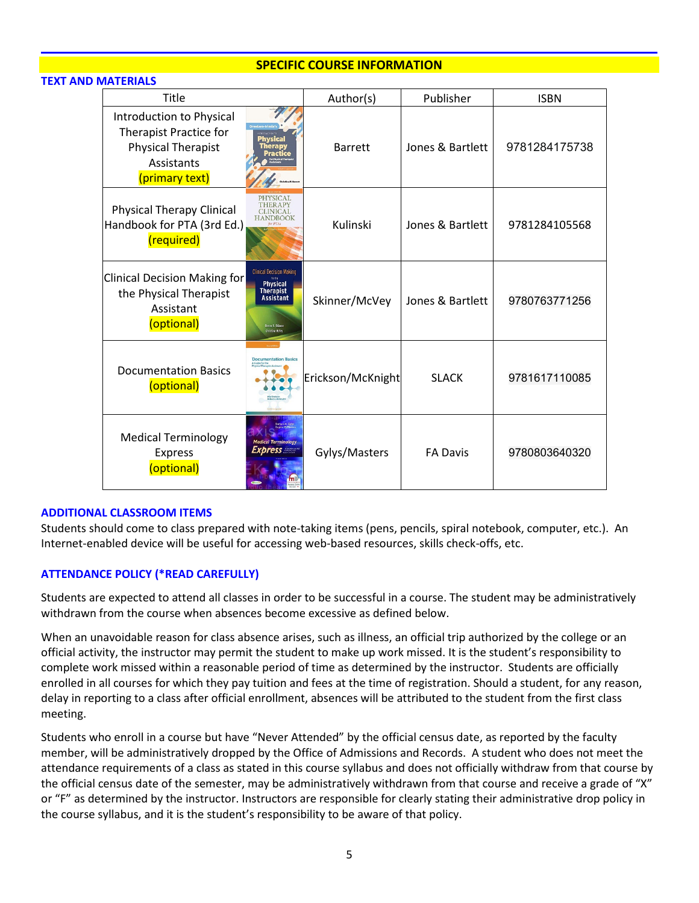## SPECIFIC COURSE INFORMATION

### TEXT AND MATERIALS

| Title | Author(s) | Publisher | ISBN |
|---|---|---|---|
| Introduction to Physical Therapist Practice for Physical Therapist Assistants (primary text) | Barrett | Jones & Bartlett | 9781284175738 |
| Physical Therapy Clinical Handbook for PTA (3rd Ed.) (required) | Kulinski | Jones & Bartlett | 9781284105568 |
| Clinical Decision Making for the Physical Therapist Assistant (optional) | Skinner/McVey | Jones & Bartlett | 9780763771256 |
| Documentation Basics (optional) | Erickson/McKnight | SLACK | 9781617110085 |
| Medical Terminology Express (optional) | Gylys/Masters | FA Davis | 9780803640320 |

### ADDITIONAL CLASSROOM ITEMS

Students should come to class prepared with note-taking items (pens, pencils, spiral notebook, computer, etc.). An Internet-enabled device will be useful for accessing web-based resources, skills check-offs, etc.

### ATTENDANCE POLICY (*READ CAREFULLY)

Students are expected to attend all classes in order to be successful in a course. The student may be administratively withdrawn from the course when absences become excessive as defined below.

When an unavoidable reason for class absence arises, such as illness, an official trip authorized by the college or an official activity, the instructor may permit the student to make up work missed. It is the student's responsibility to complete work missed within a reasonable period of time as determined by the instructor. Students are officially enrolled in all courses for which they pay tuition and fees at the time of registration. Should a student, for any reason, delay in reporting to a class after official enrollment, absences will be attributed to the student from the first class meeting.

Students who enroll in a course but have "Never Attended" by the official census date, as reported by the faculty member, will be administratively dropped by the Office of Admissions and Records. A student who does not meet the attendance requirements of a class as stated in this course syllabus and does not officially withdraw from that course by the official census date of the semester, may be administratively withdrawn from that course and receive a grade of "X" or "F" as determined by the instructor. Instructors are responsible for clearly stating their administrative drop policy in the course syllabus, and it is the student's responsibility to be aware of that policy.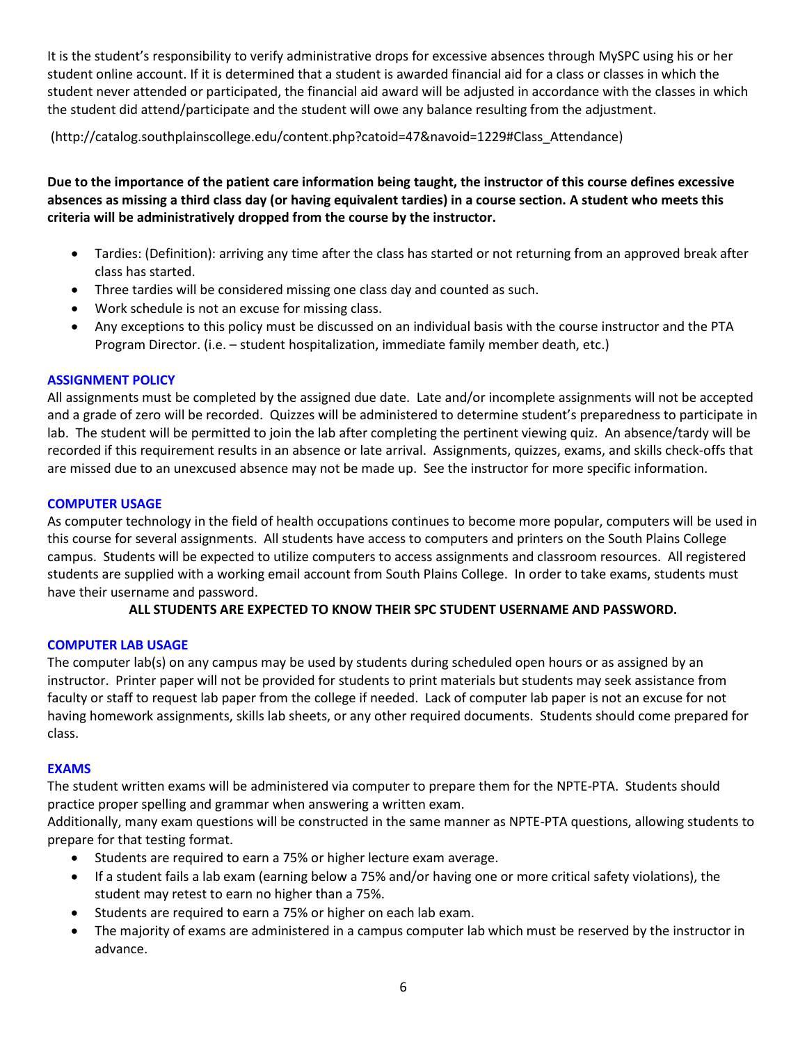It is the student's responsibility to verify administrative drops for excessive absences through MySPC using his or her student online account. If it is determined that a student is awarded financial aid for a class or classes in which the student never attended or participated, the financial aid award will be adjusted in accordance with the classes in which the student did attend/participate and the student will owe any balance resulting from the adjustment.

(http://catalog.southplainscollege.edu/content.php?catoid=47&navoid=1229#Class_Attendance)

**Due to the importance of the patient care information being taught, the instructor of this course defines excessive absences as missing a third class day (or having equivalent tardies) in a course section. A student who meets this criteria will be administratively dropped from the course by the instructor.**

- Tardies: (Definition): arriving any time after the class has started or not returning from an approved break after class has started.
- Three tardies will be considered missing one class day and counted as such.
- Work schedule is not an excuse for missing class.
- Any exceptions to this policy must be discussed on an individual basis with the course instructor and the PTA Program Director. (i.e. – student hospitalization, immediate family member death, etc.)

### ASSIGNMENT POLICY

All assignments must be completed by the assigned due date. Late and/or incomplete assignments will not be accepted and a grade of zero will be recorded. Quizzes will be administered to determine student's preparedness to participate in lab. The student will be permitted to join the lab after completing the pertinent viewing quiz. An absence/tardy will be recorded if this requirement results in an absence or late arrival. Assignments, quizzes, exams, and skills check-offs that are missed due to an unexcused absence may not be made up. See the instructor for more specific information.

### COMPUTER USAGE

As computer technology in the field of health occupations continues to become more popular, computers will be used in this course for several assignments. All students have access to computers and printers on the South Plains College campus. Students will be expected to utilize computers to access assignments and classroom resources. All registered students are supplied with a working email account from South Plains College. In order to take exams, students must have their username and password.

**ALL STUDENTS ARE EXPECTED TO KNOW THEIR SPC STUDENT USERNAME AND PASSWORD.**

### COMPUTER LAB USAGE

The computer lab(s) on any campus may be used by students during scheduled open hours or as assigned by an instructor. Printer paper will not be provided for students to print materials but students may seek assistance from faculty or staff to request lab paper from the college if needed. Lack of computer lab paper is not an excuse for not having homework assignments, skills lab sheets, or any other required documents. Students should come prepared for class.

### EXAMS

The student written exams will be administered via computer to prepare them for the NPTE-PTA. Students should practice proper spelling and grammar when answering a written exam.

Additionally, many exam questions will be constructed in the same manner as NPTE-PTA questions, allowing students to prepare for that testing format.

- Students are required to earn a 75% or higher lecture exam average.
- If a student fails a lab exam (earning below a 75% and/or having one or more critical safety violations), the student may retest to earn no higher than a 75%.
- Students are required to earn a 75% or higher on each lab exam.
- The majority of exams are administered in a campus computer lab which must be reserved by the instructor in advance.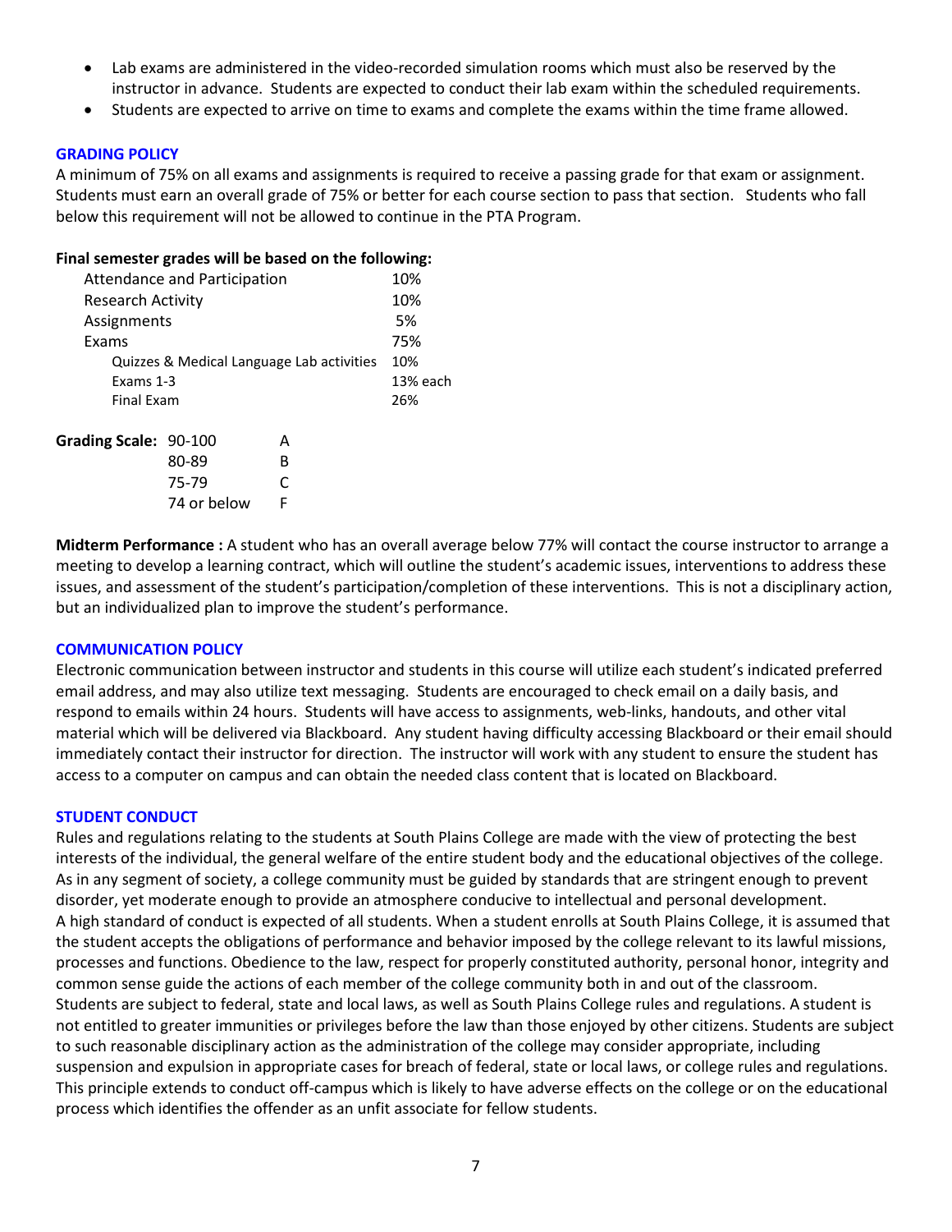- Lab exams are administered in the video-recorded simulation rooms which must also be reserved by the instructor in advance. Students are expected to conduct their lab exam within the scheduled requirements.
- Students are expected to arrive on time to exams and complete the exams within the time frame allowed.

## GRADING POLICY

A minimum of 75% on all exams and assignments is required to receive a passing grade for that exam or assignment. Students must earn an overall grade of 75% or better for each course section to pass that section. Students who fall below this requirement will not be allowed to continue in the PTA Program.

**Final semester grades will be based on the following:**

| Component | Weight |
|---|---|
| Attendance and Participation | 10% |
| Research Activity | 10% |
| Assignments | 5% |
| Exams | 75% |
| Quizzes & Medical Language Lab activities | 10% |
| Exams 1-3 | 13% each |
| Final Exam | 26% |

**Grading Scale:**

| Score | Grade |
|---|---|
| 90-100 | A |
| 80-89 | B |
| 75-79 | C |
| 74 or below | F |

**Midterm Performance :** A student who has an overall average below 77% will contact the course instructor to arrange a meeting to develop a learning contract, which will outline the student's academic issues, interventions to address these issues, and assessment of the student's participation/completion of these interventions. This is not a disciplinary action, but an individualized plan to improve the student's performance.

## COMMUNICATION POLICY

Electronic communication between instructor and students in this course will utilize each student's indicated preferred email address, and may also utilize text messaging. Students are encouraged to check email on a daily basis, and respond to emails within 24 hours. Students will have access to assignments, web-links, handouts, and other vital material which will be delivered via Blackboard. Any student having difficulty accessing Blackboard or their email should immediately contact their instructor for direction. The instructor will work with any student to ensure the student has access to a computer on campus and can obtain the needed class content that is located on Blackboard.

## STUDENT CONDUCT

Rules and regulations relating to the students at South Plains College are made with the view of protecting the best interests of the individual, the general welfare of the entire student body and the educational objectives of the college. As in any segment of society, a college community must be guided by standards that are stringent enough to prevent disorder, yet moderate enough to provide an atmosphere conducive to intellectual and personal development.
A high standard of conduct is expected of all students. When a student enrolls at South Plains College, it is assumed that the student accepts the obligations of performance and behavior imposed by the college relevant to its lawful missions, processes and functions. Obedience to the law, respect for properly constituted authority, personal honor, integrity and common sense guide the actions of each member of the college community both in and out of the classroom.
Students are subject to federal, state and local laws, as well as South Plains College rules and regulations. A student is not entitled to greater immunities or privileges before the law than those enjoyed by other citizens. Students are subject to such reasonable disciplinary action as the administration of the college may consider appropriate, including suspension and expulsion in appropriate cases for breach of federal, state or local laws, or college rules and regulations. This principle extends to conduct off-campus which is likely to have adverse effects on the college or on the educational process which identifies the offender as an unfit associate for fellow students.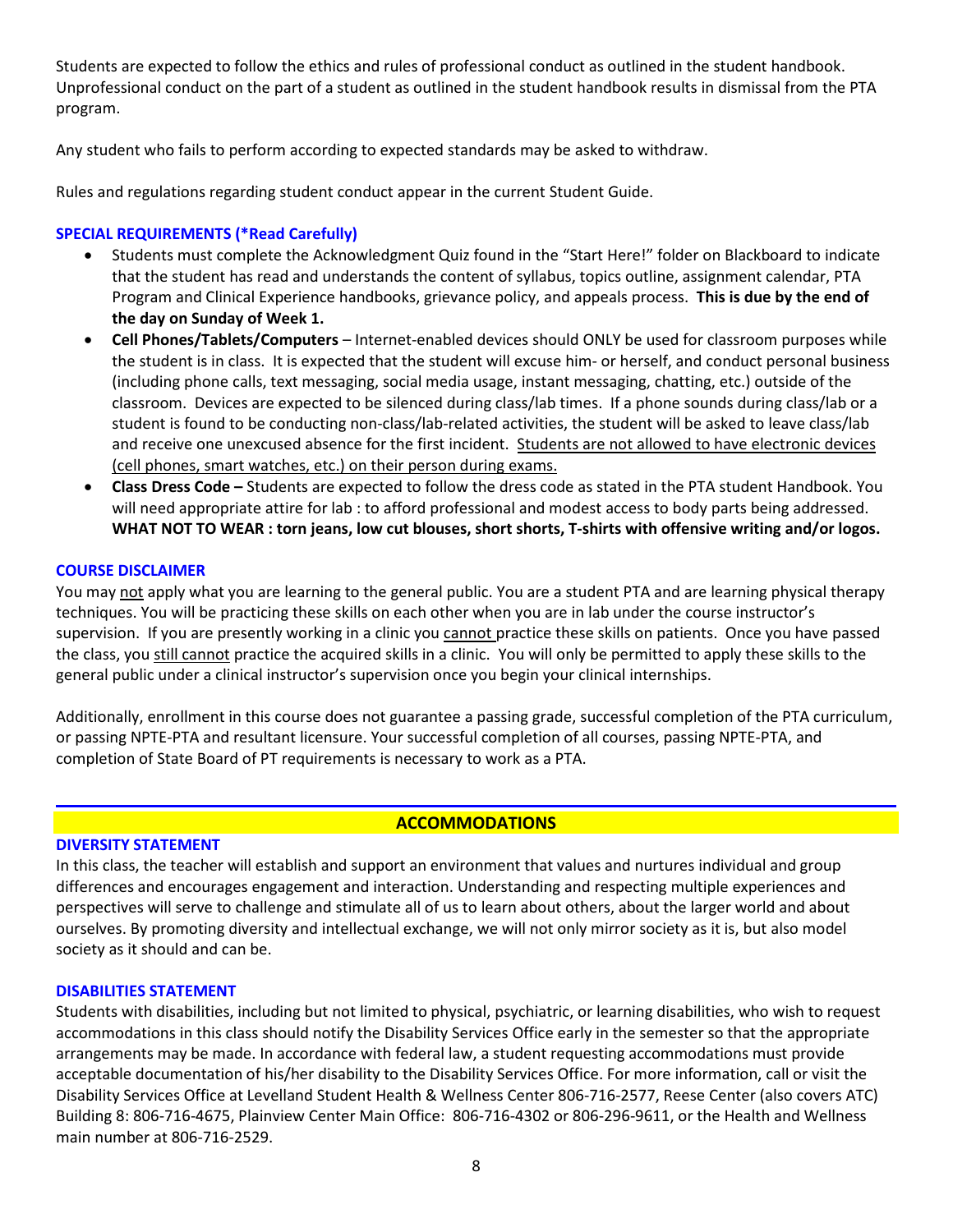Students are expected to follow the ethics and rules of professional conduct as outlined in the student handbook. Unprofessional conduct on the part of a student as outlined in the student handbook results in dismissal from the PTA program.

Any student who fails to perform according to expected standards may be asked to withdraw.

Rules and regulations regarding student conduct appear in the current Student Guide.

### SPECIAL REQUIREMENTS (*Read Carefully)

- Students must complete the Acknowledgment Quiz found in the "Start Here!" folder on Blackboard to indicate that the student has read and understands the content of syllabus, topics outline, assignment calendar, PTA Program and Clinical Experience handbooks, grievance policy, and appeals process. **This is due by the end of the day on Sunday of Week 1.**
- **Cell Phones/Tablets/Computers** – Internet-enabled devices should ONLY be used for classroom purposes while the student is in class. It is expected that the student will excuse him- or herself, and conduct personal business (including phone calls, text messaging, social media usage, instant messaging, chatting, etc.) outside of the classroom. Devices are expected to be silenced during class/lab times. If a phone sounds during class/lab or a student is found to be conducting non-class/lab-related activities, the student will be asked to leave class/lab and receive one unexcused absence for the first incident. <u>Students are not allowed to have electronic devices (cell phones, smart watches, etc.) on their person during exams.</u>
- **Class Dress Code –** Students are expected to follow the dress code as stated in the PTA student Handbook. You will need appropriate attire for lab : to afford professional and modest access to body parts being addressed. **WHAT NOT TO WEAR : torn jeans, low cut blouses, short shorts, T-shirts with offensive writing and/or logos.**

### COURSE DISCLAIMER

You may <u>not</u> apply what you are learning to the general public. You are a student PTA and are learning physical therapy techniques. You will be practicing these skills on each other when you are in lab under the course instructor's supervision. If you are presently working in a clinic you <u>cannot</u> practice these skills on patients. Once you have passed the class, you <u>still cannot</u> practice the acquired skills in a clinic. You will only be permitted to apply these skills to the general public under a clinical instructor's supervision once you begin your clinical internships.

Additionally, enrollment in this course does not guarantee a passing grade, successful completion of the PTA curriculum, or passing NPTE-PTA and resultant licensure. Your successful completion of all courses, passing NPTE-PTA, and completion of State Board of PT requirements is necessary to work as a PTA.

## ACCOMMODATIONS

### DIVERSITY STATEMENT

In this class, the teacher will establish and support an environment that values and nurtures individual and group differences and encourages engagement and interaction. Understanding and respecting multiple experiences and perspectives will serve to challenge and stimulate all of us to learn about others, about the larger world and about ourselves. By promoting diversity and intellectual exchange, we will not only mirror society as it is, but also model society as it should and can be.

### DISABILITIES STATEMENT

Students with disabilities, including but not limited to physical, psychiatric, or learning disabilities, who wish to request accommodations in this class should notify the Disability Services Office early in the semester so that the appropriate arrangements may be made. In accordance with federal law, a student requesting accommodations must provide acceptable documentation of his/her disability to the Disability Services Office. For more information, call or visit the Disability Services Office at Levelland Student Health & Wellness Center 806-716-2577, Reese Center (also covers ATC) Building 8: 806-716-4675, Plainview Center Main Office: 806-716-4302 or 806-296-9611, or the Health and Wellness main number at 806-716-2529.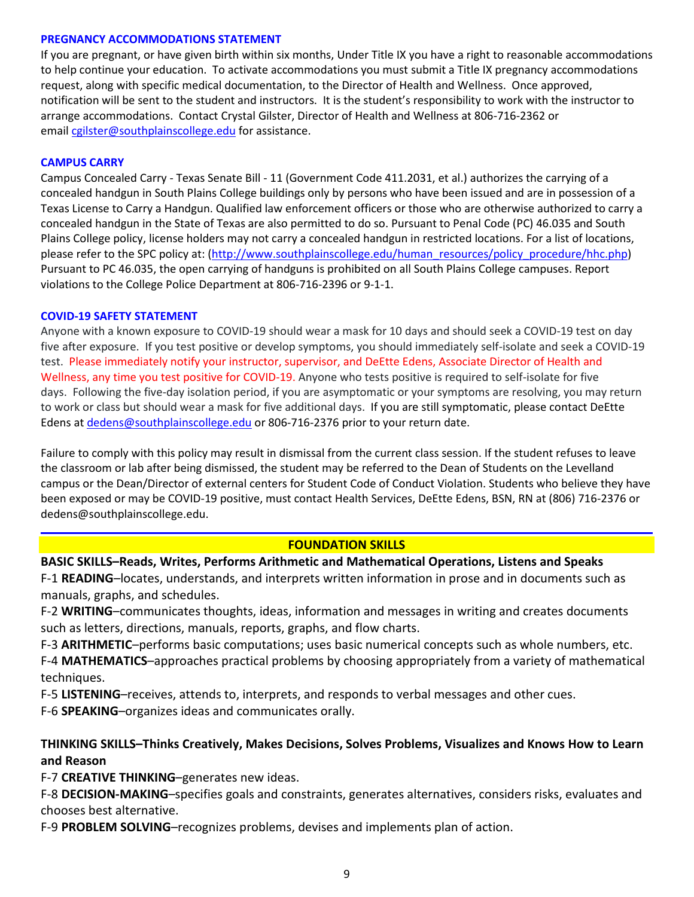### PREGNANCY ACCOMMODATIONS STATEMENT

If you are pregnant, or have given birth within six months, Under Title IX you have a right to reasonable accommodations to help continue your education. To activate accommodations you must submit a Title IX pregnancy accommodations request, along with specific medical documentation, to the Director of Health and Wellness. Once approved, notification will be sent to the student and instructors. It is the student's responsibility to work with the instructor to arrange accommodations. Contact Crystal Gilster, Director of Health and Wellness at 806-716-2362 or email cgilster@southplainscollege.edu for assistance.

### CAMPUS CARRY

Campus Concealed Carry - Texas Senate Bill - 11 (Government Code 411.2031, et al.) authorizes the carrying of a concealed handgun in South Plains College buildings only by persons who have been issued and are in possession of a Texas License to Carry a Handgun. Qualified law enforcement officers or those who are otherwise authorized to carry a concealed handgun in the State of Texas are also permitted to do so. Pursuant to Penal Code (PC) 46.035 and South Plains College policy, license holders may not carry a concealed handgun in restricted locations. For a list of locations, please refer to the SPC policy at: (http://www.southplainscollege.edu/human_resources/policy_procedure/hhc.php) Pursuant to PC 46.035, the open carrying of handguns is prohibited on all South Plains College campuses. Report violations to the College Police Department at 806-716-2396 or 9-1-1.

### COVID-19 SAFETY STATEMENT

Anyone with a known exposure to COVID-19 should wear a mask for 10 days and should seek a COVID-19 test on day five after exposure. If you test positive or develop symptoms, you should immediately self-isolate and seek a COVID-19 test. Please immediately notify your instructor, supervisor, and DeEtte Edens, Associate Director of Health and Wellness, any time you test positive for COVID-19. Anyone who tests positive is required to self-isolate for five days. Following the five-day isolation period, if you are asymptomatic or your symptoms are resolving, you may return to work or class but should wear a mask for five additional days. If you are still symptomatic, please contact DeEtte Edens at dedens@southplainscollege.edu or 806-716-2376 prior to your return date.

Failure to comply with this policy may result in dismissal from the current class session. If the student refuses to leave the classroom or lab after being dismissed, the student may be referred to the Dean of Students on the Levelland campus or the Dean/Director of external centers for Student Code of Conduct Violation. Students who believe they have been exposed or may be COVID-19 positive, must contact Health Services, DeEtte Edens, BSN, RN at (806) 716-2376 or dedens@southplainscollege.edu.

---

## FOUNDATION SKILLS

**BASIC SKILLS–Reads, Writes, Performs Arithmetic and Mathematical Operations, Listens and Speaks**

F-1 **READING**–locates, understands, and interprets written information in prose and in documents such as manuals, graphs, and schedules.

F-2 **WRITING**–communicates thoughts, ideas, information and messages in writing and creates documents such as letters, directions, manuals, reports, graphs, and flow charts.

F-3 **ARITHMETIC**–performs basic computations; uses basic numerical concepts such as whole numbers, etc.

F-4 **MATHEMATICS**–approaches practical problems by choosing appropriately from a variety of mathematical techniques.

F-5 **LISTENING**–receives, attends to, interprets, and responds to verbal messages and other cues.

F-6 **SPEAKING**–organizes ideas and communicates orally.

**THINKING SKILLS–Thinks Creatively, Makes Decisions, Solves Problems, Visualizes and Knows How to Learn and Reason**

F-7 **CREATIVE THINKING**–generates new ideas.

F-8 **DECISION-MAKING**–specifies goals and constraints, generates alternatives, considers risks, evaluates and chooses best alternative.

F-9 **PROBLEM SOLVING**–recognizes problems, devises and implements plan of action.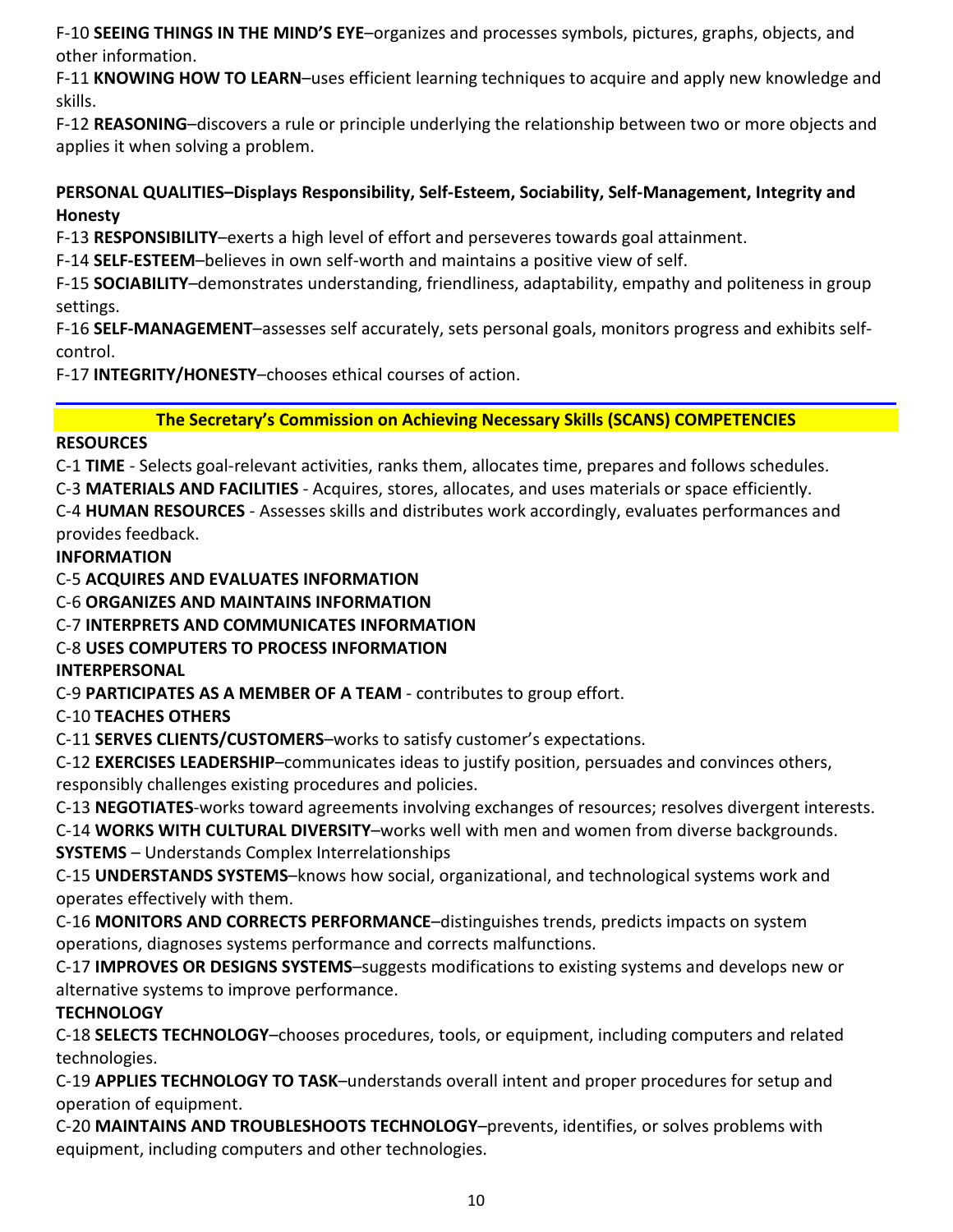F-10 **SEEING THINGS IN THE MIND'S EYE**–organizes and processes symbols, pictures, graphs, objects, and other information.

F-11 **KNOWING HOW TO LEARN**–uses efficient learning techniques to acquire and apply new knowledge and skills.

F-12 **REASONING**–discovers a rule or principle underlying the relationship between two or more objects and applies it when solving a problem.

**PERSONAL QUALITIES–Displays Responsibility, Self-Esteem, Sociability, Self-Management, Integrity and Honesty**

F-13 **RESPONSIBILITY**–exerts a high level of effort and perseveres towards goal attainment.

F-14 **SELF-ESTEEM**–believes in own self-worth and maintains a positive view of self.

F-15 **SOCIABILITY**–demonstrates understanding, friendliness, adaptability, empathy and politeness in group settings.

F-16 **SELF-MANAGEMENT**–assesses self accurately, sets personal goals, monitors progress and exhibits self-control.

F-17 **INTEGRITY/HONESTY**–chooses ethical courses of action.

---

## The Secretary's Commission on Achieving Necessary Skills (SCANS) COMPETENCIES

**RESOURCES**

C-1 **TIME** - Selects goal-relevant activities, ranks them, allocates time, prepares and follows schedules.

C-3 **MATERIALS AND FACILITIES** - Acquires, stores, allocates, and uses materials or space efficiently.

C-4 **HUMAN RESOURCES** - Assesses skills and distributes work accordingly, evaluates performances and provides feedback.

**INFORMATION**

C-5 **ACQUIRES AND EVALUATES INFORMATION**

C-6 **ORGANIZES AND MAINTAINS INFORMATION**

C-7 **INTERPRETS AND COMMUNICATES INFORMATION**

C-8 **USES COMPUTERS TO PROCESS INFORMATION**

**INTERPERSONAL**

C-9 **PARTICIPATES AS A MEMBER OF A TEAM** - contributes to group effort.

C-10 **TEACHES OTHERS**

C-11 **SERVES CLIENTS/CUSTOMERS**–works to satisfy customer's expectations.

C-12 **EXERCISES LEADERSHIP**–communicates ideas to justify position, persuades and convinces others, responsibly challenges existing procedures and policies.

C-13 **NEGOTIATES**-works toward agreements involving exchanges of resources; resolves divergent interests.

C-14 **WORKS WITH CULTURAL DIVERSITY**–works well with men and women from diverse backgrounds.

**SYSTEMS** – Understands Complex Interrelationships

C-15 **UNDERSTANDS SYSTEMS**–knows how social, organizational, and technological systems work and operates effectively with them.

C-16 **MONITORS AND CORRECTS PERFORMANCE**–distinguishes trends, predicts impacts on system operations, diagnoses systems performance and corrects malfunctions.

C-17 **IMPROVES OR DESIGNS SYSTEMS**–suggests modifications to existing systems and develops new or alternative systems to improve performance.

**TECHNOLOGY**

C-18 **SELECTS TECHNOLOGY**–chooses procedures, tools, or equipment, including computers and related technologies.

C-19 **APPLIES TECHNOLOGY TO TASK**–understands overall intent and proper procedures for setup and operation of equipment.

C-20 **MAINTAINS AND TROUBLESHOOTS TECHNOLOGY**–prevents, identifies, or solves problems with equipment, including computers and other technologies.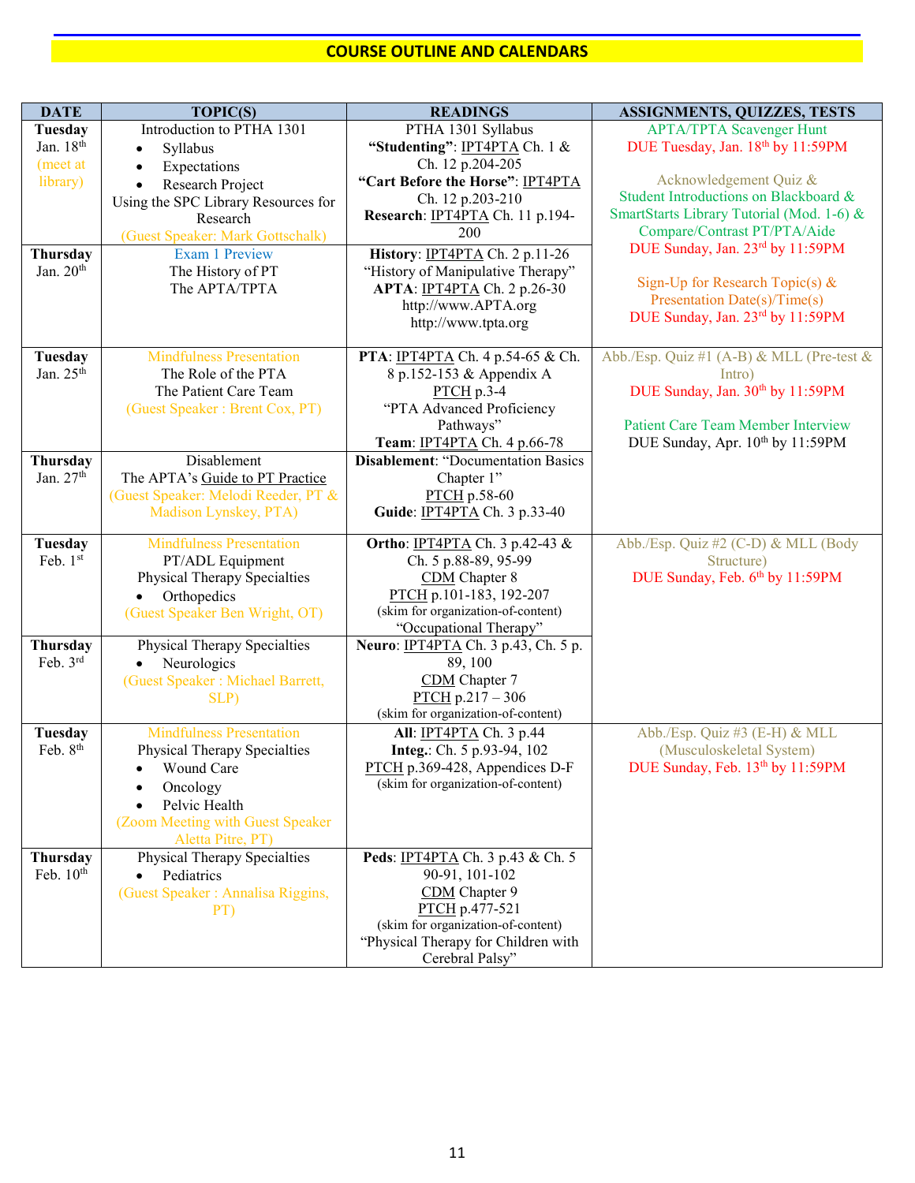## COURSE OUTLINE AND CALENDARS

| DATE | TOPIC(S) | READINGS | ASSIGNMENTS, QUIZZES, TESTS |
|---|---|---|---|
| **Tuesday** Jan. 18th (meet at library) | Introduction to PTHA 1301<br>• Syllabus<br>• Expectations<br>• Research Project<br>Using the SPC Library Resources for Research<br>(Guest Speaker: Mark Gottschalk) | PTHA 1301 Syllabus<br>**"Studenting"**: IPT4PTA Ch. 1 & Ch. 12 p.204-205<br>**"Cart Before the Horse"**: IPT4PTA Ch. 12 p.203-210<br>**Research**: IPT4PTA Ch. 11 p.194-200 | APTA/TPTA Scavenger Hunt<br>DUE Tuesday, Jan. 18th by 11:59PM<br><br>Acknowledgement Quiz & Student Introductions on Blackboard & SmartStarts Library Tutorial (Mod. 1-6) & Compare/Contrast PT/PTA/Aide<br>DUE Sunday, Jan. 23rd by 11:59PM<br><br>Sign-Up for Research Topic(s) & Presentation Date(s)/Time(s)<br>DUE Sunday, Jan. 23rd by 11:59PM |
| **Thursday** Jan. 20th | Exam 1 Preview<br>The History of PT<br>The APTA/TPTA | **History**: IPT4PTA Ch. 2 p.11-26<br>"History of Manipulative Therapy"<br>**APTA**: IPT4PTA Ch. 2 p.26-30<br>http://www.APTA.org<br>http://www.tpta.org | |
| **Tuesday** Jan. 25th | Mindfulness Presentation<br>The Role of the PTA<br>The Patient Care Team<br>(Guest Speaker : Brent Cox, PT) | **PTA**: IPT4PTA Ch. 4 p.54-65 & Ch. 8 p.152-153 & Appendix A<br>PTCH p.3-4<br>"PTA Advanced Proficiency Pathways"<br>**Team**: IPT4PTA Ch. 4 p.66-78 | Abb./Esp. Quiz #1 (A-B) & MLL (Pre-test & Intro)<br>DUE Sunday, Jan. 30th by 11:59PM<br><br>Patient Care Team Member Interview<br>DUE Sunday, Apr. 10th by 11:59PM |
| **Thursday** Jan. 27th | Disablement<br>The APTA's Guide to PT Practice<br>(Guest Speaker: Melodi Reeder, PT & Madison Lynskey, PTA) | **Disablement**: "Documentation Basics Chapter 1"<br>PTCH p.58-60<br>**Guide**: IPT4PTA Ch. 3 p.33-40 | |
| **Tuesday** Feb. 1st | Mindfulness Presentation<br>PT/ADL Equipment<br>Physical Therapy Specialties<br>• Orthopedics<br>(Guest Speaker Ben Wright, OT) | **Ortho**: IPT4PTA Ch. 3 p.42-43 & Ch. 5 p.88-89, 95-99<br>CDM Chapter 8<br>PTCH p.101-183, 192-207<br>(skim for organization-of-content)<br>"Occupational Therapy" | Abb./Esp. Quiz #2 (C-D) & MLL (Body Structure)<br>DUE Sunday, Feb. 6th by 11:59PM |
| **Thursday** Feb. 3rd | Physical Therapy Specialties<br>• Neurologics<br>(Guest Speaker : Michael Barrett, SLP) | **Neuro**: IPT4PTA Ch. 3 p.43, Ch. 5 p. 89, 100<br>CDM Chapter 7<br>PTCH p.217 – 306<br>(skim for organization-of-content) | |
| **Tuesday** Feb. 8th | Mindfulness Presentation<br>Physical Therapy Specialties<br>• Wound Care<br>• Oncology<br>• Pelvic Health<br>(Zoom Meeting with Guest Speaker Aletta Pitre, PT) | **All**: IPT4PTA Ch. 3 p.44<br>**Integ.**: Ch. 5 p.93-94, 102<br>PTCH p.369-428, Appendices D-F<br>(skim for organization-of-content) | Abb./Esp. Quiz #3 (E-H) & MLL (Musculoskeletal System)<br>DUE Sunday, Feb. 13th by 11:59PM |
| **Thursday** Feb. 10th | Physical Therapy Specialties<br>• Pediatrics<br>(Guest Speaker : Annalisa Riggins, PT) | **Peds**: IPT4PTA Ch. 3 p.43 & Ch. 5 90-91, 101-102<br>CDM Chapter 9<br>PTCH p.477-521<br>(skim for organization-of-content)<br>"Physical Therapy for Children with Cerebral Palsy" | |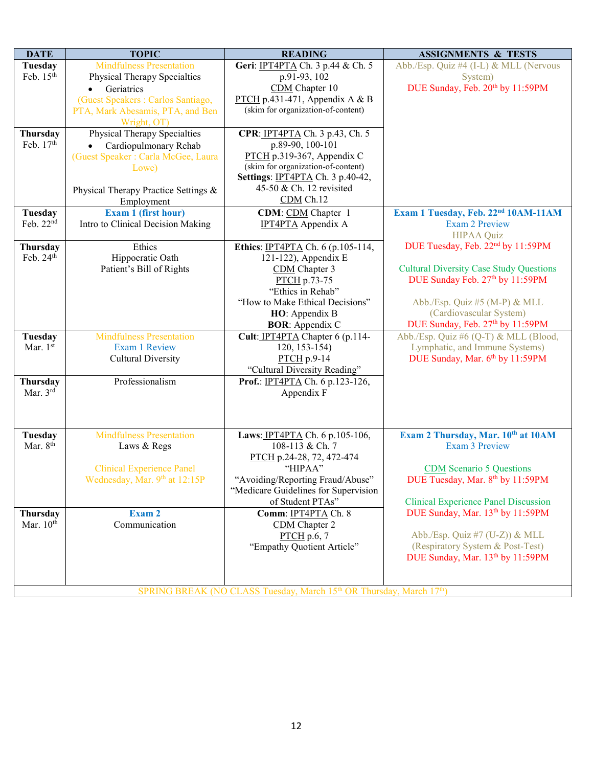| DATE | TOPIC | READING | ASSIGNMENTS & TESTS |
|---|---|---|---|
| **Tuesday** Feb. 15th | Mindfulness Presentation<br>Physical Therapy Specialties<br>• Geriatrics<br>(Guest Speakers : Carlos Santiago, PTA, Mark Abesamis, PTA, and Ben Wright, OT) | **Geri**: IPT4PTA Ch. 3 p.44 & Ch. 5 p.91-93, 102<br>CDM Chapter 10<br>PTCH p.431-471, Appendix A & B<br>(skim for organization-of-content) | Abb./Esp. Quiz #4 (I-L) & MLL (Nervous System)<br>DUE Sunday, Feb. 20th by 11:59PM |
| **Thursday** Feb. 17th | Physical Therapy Specialties<br>• Cardiopulmonary Rehab<br>(Guest Speaker : Carla McGee, Laura Lowe)<br><br>Physical Therapy Practice Settings & Employment | **CPR**: IPT4PTA Ch. 3 p.43, Ch. 5 p.89-90, 100-101<br>PTCH p.319-367, Appendix C<br>(skim for organization-of-content)<br>**Settings**: IPT4PTA Ch. 3 p.40-42, 45-50 & Ch. 12 revisited<br>CDM Ch.12 | |
| **Tuesday** Feb. 22nd | **Exam 1 (first hour)**<br>Intro to Clinical Decision Making | **CDM**: CDM Chapter 1<br>IPT4PTA Appendix A | **Exam 1 Tuesday, Feb. 22nd 10AM-11AM**<br>Exam 2 Preview<br>HIPAA Quiz<br>DUE Tuesday, Feb. 22nd by 11:59PM<br><br>Cultural Diversity Case Study Questions<br>DUE Sunday Feb. 27th by 11:59PM<br><br>Abb./Esp. Quiz #5 (M-P) & MLL (Cardiovascular System)<br>DUE Sunday, Feb. 27th by 11:59PM |
| **Thursday** Feb. 24th | Ethics<br>Hippocratic Oath<br>Patient's Bill of Rights | **Ethics**: IPT4PTA Ch. 6 (p.105-114, 121-122), Appendix E<br>CDM Chapter 3<br>PTCH p.73-75<br>"Ethics in Rehab"<br>"How to Make Ethical Decisions"<br>**HO**: Appendix B<br>**BOR**: Appendix C | |
| **Tuesday** Mar. 1st | Mindfulness Presentation<br>Exam 1 Review<br>Cultural Diversity | **Cult**: IPT4PTA Chapter 6 (p.114-120, 153-154)<br>PTCH p.9-14<br>"Cultural Diversity Reading" | Abb./Esp. Quiz #6 (Q-T) & MLL (Blood, Lymphatic, and Immune Systems)<br>DUE Sunday, Mar. 6th by 11:59PM |
| **Thursday** Mar. 3rd | Professionalism | **Prof.**: IPT4PTA Ch. 6 p.123-126, Appendix F | |
| **Tuesday** Mar. 8th | Mindfulness Presentation<br>Laws & Regs<br><br>Clinical Experience Panel Wednesday, Mar. 9th at 12:15P | **Laws**: IPT4PTA Ch. 6 p.105-106, 108-113 & Ch. 7<br>PTCH p.24-28, 72, 472-474<br>"HIPAA"<br>"Avoiding/Reporting Fraud/Abuse"<br>"Medicare Guidelines for Supervision of Student PTAs" | **Exam 2 Thursday, Mar. 10th at 10AM**<br>Exam 3 Preview<br><br>CDM Scenario 5 Questions<br>DUE Tuesday, Mar. 8th by 11:59PM<br><br>Clinical Experience Panel Discussion<br>DUE Sunday, Mar. 13th by 11:59PM<br><br>Abb./Esp. Quiz #7 (U-Z)) & MLL (Respiratory System & Post-Test)<br>DUE Sunday, Mar. 13th by 11:59PM |
| **Thursday** Mar. 10th | **Exam 2**<br>Communication | **Comm**: IPT4PTA Ch. 8<br>CDM Chapter 2<br>PTCH p.6, 7<br>"Empathy Quotient Article" | |
| SPRING BREAK (NO CLASS Tuesday, March 15th OR Thursday, March 17th) | | | |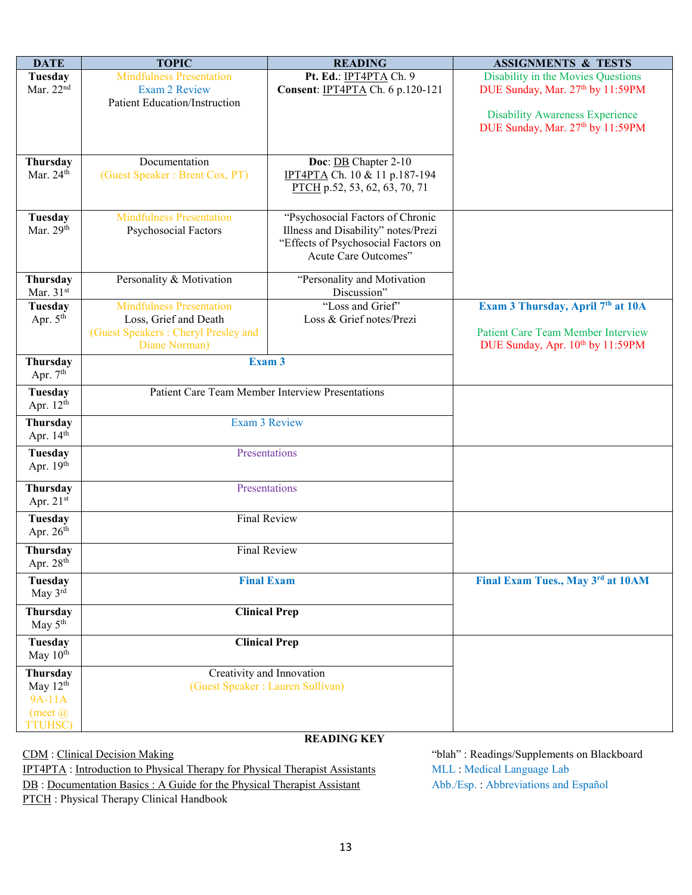| DATE | TOPIC | READING | ASSIGNMENTS & TESTS |
|---|---|---|---|
| **Tuesday** Mar. 22nd | Mindfulness Presentation<br>Exam 2 Review<br>Patient Education/Instruction | **Pt. Ed.**: IPT4PTA Ch. 9<br>**Consent**: IPT4PTA Ch. 6 p.120-121 | Disability in the Movies Questions<br>DUE Sunday, Mar. 27th by 11:59PM<br><br>Disability Awareness Experience<br>DUE Sunday, Mar. 27th by 11:59PM |
| **Thursday** Mar. 24th | Documentation<br>(Guest Speaker : Brent Cox, PT) | **Doc**: DB Chapter 2-10<br>IPT4PTA Ch. 10 & 11 p.187-194<br>PTCH p.52, 53, 62, 63, 70, 71 | |
| **Tuesday** Mar. 29th | Mindfulness Presentation<br>Psychosocial Factors | "Psychosocial Factors of Chronic Illness and Disability" notes/Prezi<br>"Effects of Psychosocial Factors on Acute Care Outcomes" | |
| **Thursday** Mar. 31st | Personality & Motivation | "Personality and Motivation Discussion" | |
| **Tuesday** Apr. 5th | Mindfulness Presentation<br>Loss, Grief and Death<br>(Guest Speakers : Cheryl Presley and Diane Norman) | "Loss and Grief"<br>Loss & Grief notes/Prezi | **Exam 3 Thursday, April 7th at 10A**<br><br>Patient Care Team Member Interview<br>DUE Sunday, Apr. 10th by 11:59PM |
| **Thursday** Apr. 7th | **Exam 3** | | |
| **Tuesday** Apr. 12th | Patient Care Team Member Interview Presentations | | |
| **Thursday** Apr. 14th | Exam 3 Review | | |
| **Tuesday** Apr. 19th | Presentations | | |
| **Thursday** Apr. 21st | Presentations | | |
| **Tuesday** Apr. 26th | Final Review | | |
| **Thursday** Apr. 28th | Final Review | | |
| **Tuesday** May 3rd | **Final Exam** | | **Final Exam Tues., May 3rd at 10AM** |
| **Thursday** May 5th | **Clinical Prep** | | |
| **Tuesday** May 10th | **Clinical Prep** | | |
| **Thursday** May 12th 9A-11A (meet @ TTUHSC) | Creativity and Innovation<br>(Guest Speaker : Lauren Sullivan) | | |

**READING KEY**

CDM : Clinical Decision Making
IPT4PTA : Introduction to Physical Therapy for Physical Therapist Assistants
DB : Documentation Basics : A Guide for the Physical Therapist Assistant
PTCH : Physical Therapy Clinical Handbook

"blah" : Readings/Supplements on Blackboard
MLL : Medical Language Lab
Abb./Esp. : Abbreviations and Español